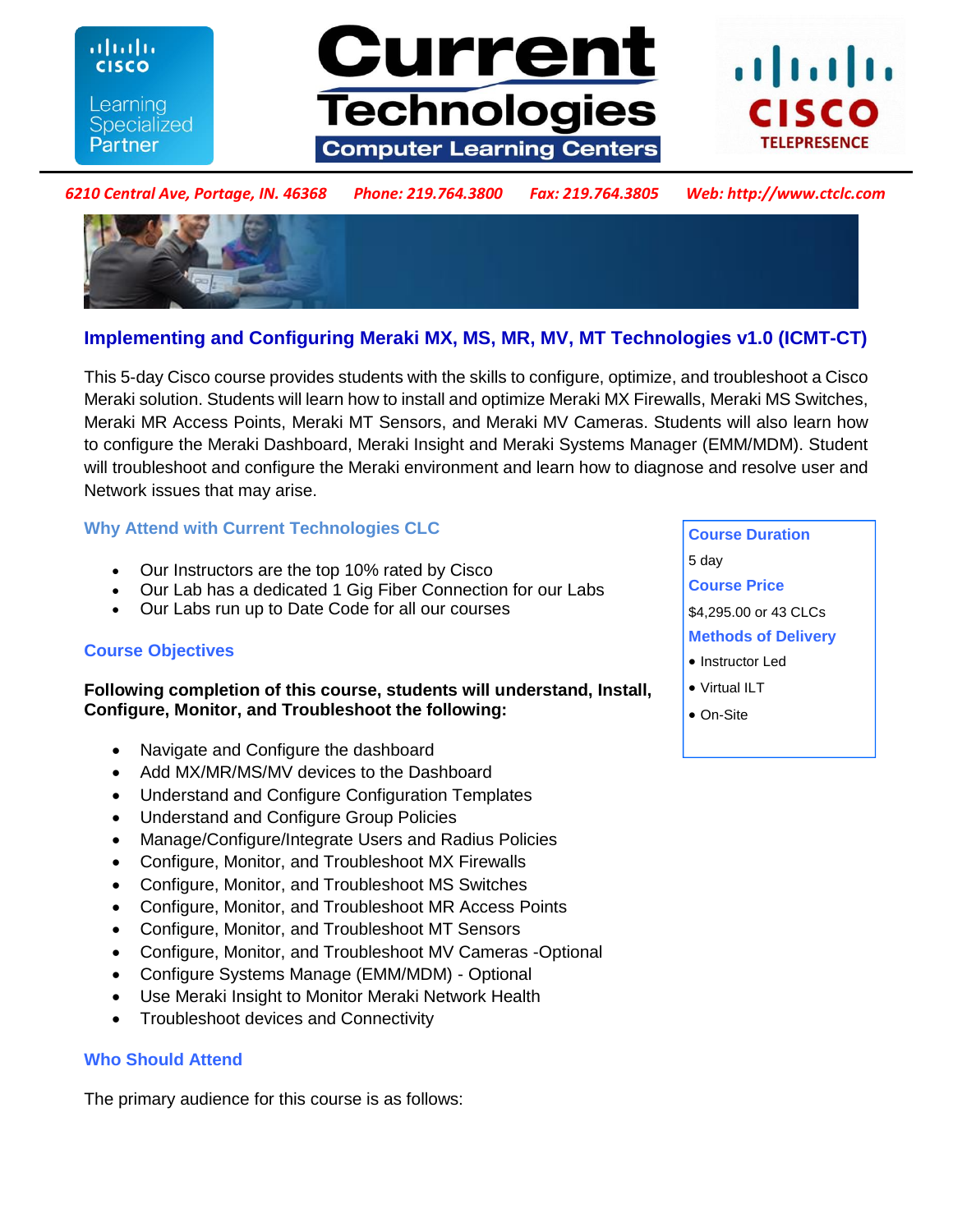Current Technologies
Computer Learning Centers

*6210 Central Ave, Portage, IN. 46368 Phone: 219.764.3800 Fax: 219.764.3805 Web: http://www.ctclc.com*

## Implementing and Configuring Meraki MX, MS, MR, MV, MT Technologies v1.0 (ICMT-CT)

This 5-day Cisco course provides students with the skills to configure, optimize, and troubleshoot a Cisco Meraki solution. Students will learn how to install and optimize Meraki MX Firewalls, Meraki MS Switches, Meraki MR Access Points, Meraki MT Sensors, and Meraki MV Cameras. Students will also learn how to configure the Meraki Dashboard, Meraki Insight and Meraki Systems Manager (EMM/MDM). Student will troubleshoot and configure the Meraki environment and learn how to diagnose and resolve user and Network issues that may arise.

### Why Attend with Current Technologies CLC

- Our Instructors are the top 10% rated by Cisco
- Our Lab has a dedicated 1 Gig Fiber Connection for our Labs
- Our Labs run up to Date Code for all our courses

**Course Duration**
5 day

**Course Price**
$4,295.00 or 43 CLCs

**Methods of Delivery**
- Instructor Led
- Virtual ILT
- On-Site

### Course Objectives

**Following completion of this course, students will understand, Install, Configure, Monitor, and Troubleshoot the following:**

- Navigate and Configure the dashboard
- Add MX/MR/MS/MV devices to the Dashboard
- Understand and Configure Configuration Templates
- Understand and Configure Group Policies
- Manage/Configure/Integrate Users and Radius Policies
- Configure, Monitor, and Troubleshoot MX Firewalls
- Configure, Monitor, and Troubleshoot MS Switches
- Configure, Monitor, and Troubleshoot MR Access Points
- Configure, Monitor, and Troubleshoot MT Sensors
- Configure, Monitor, and Troubleshoot MV Cameras -Optional
- Configure Systems Manage (EMM/MDM) - Optional
- Use Meraki Insight to Monitor Meraki Network Health
- Troubleshoot devices and Connectivity

### Who Should Attend

The primary audience for this course is as follows: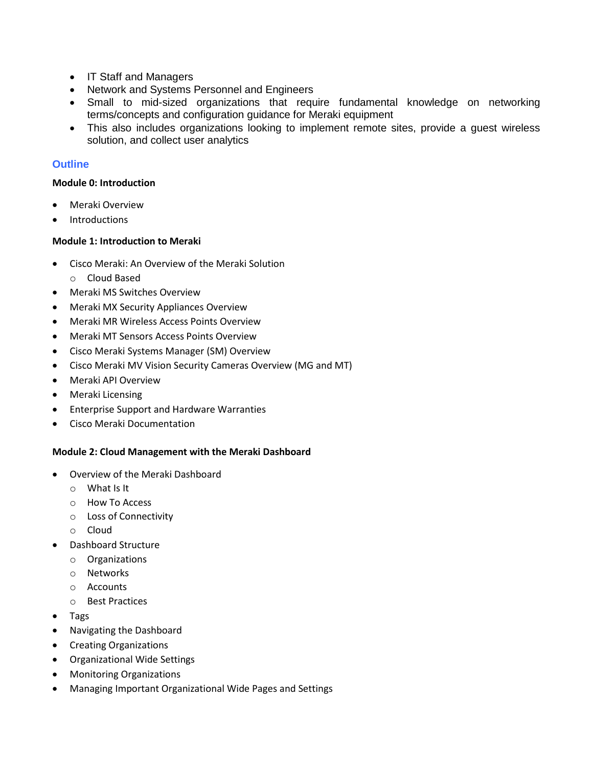- IT Staff and Managers
- Network and Systems Personnel and Engineers
- Small to mid-sized organizations that require fundamental knowledge on networking terms/concepts and configuration guidance for Meraki equipment
- This also includes organizations looking to implement remote sites, provide a guest wireless solution, and collect user analytics

## Outline

**Module 0: Introduction**

- Meraki Overview
- Introductions

**Module 1: Introduction to Meraki**

- Cisco Meraki: An Overview of the Meraki Solution
  - Cloud Based
- Meraki MS Switches Overview
- Meraki MX Security Appliances Overview
- Meraki MR Wireless Access Points Overview
- Meraki MT Sensors Access Points Overview
- Cisco Meraki Systems Manager (SM) Overview
- Cisco Meraki MV Vision Security Cameras Overview (MG and MT)
- Meraki API Overview
- Meraki Licensing
- Enterprise Support and Hardware Warranties
- Cisco Meraki Documentation

**Module 2: Cloud Management with the Meraki Dashboard**

- Overview of the Meraki Dashboard
  - What Is It
  - How To Access
  - Loss of Connectivity
  - Cloud
- Dashboard Structure
  - Organizations
  - Networks
  - Accounts
  - Best Practices
- Tags
- Navigating the Dashboard
- Creating Organizations
- Organizational Wide Settings
- Monitoring Organizations
- Managing Important Organizational Wide Pages and Settings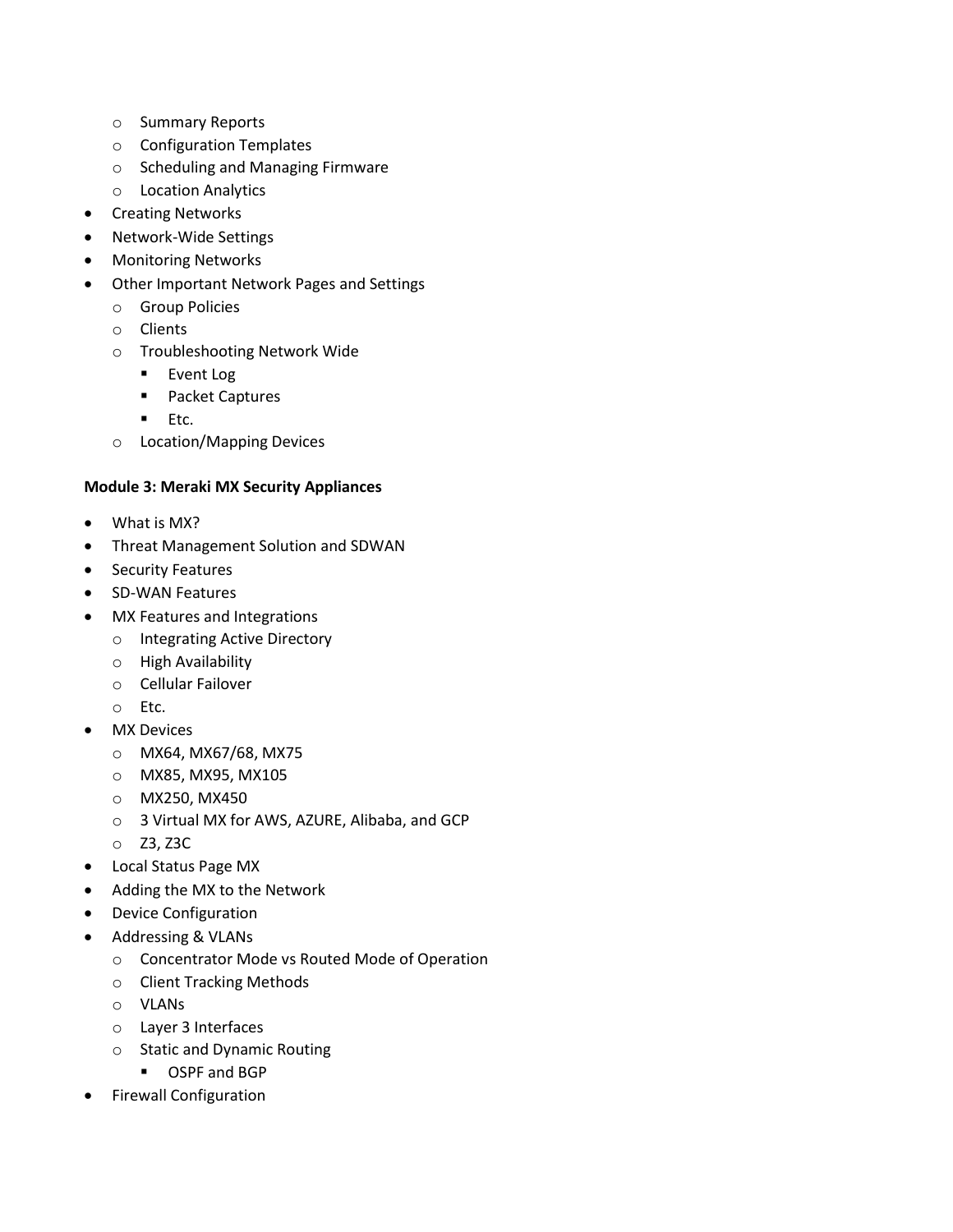- Summary Reports
    - Configuration Templates
    - Scheduling and Managing Firmware
    - Location Analytics
- Creating Networks
- Network-Wide Settings
- Monitoring Networks
- Other Important Network Pages and Settings
    - Group Policies
    - Clients
    - Troubleshooting Network Wide
        - Event Log
        - Packet Captures
        - Etc.
    - Location/Mapping Devices

**Module 3: Meraki MX Security Appliances**

- What is MX?
- Threat Management Solution and SDWAN
- Security Features
- SD-WAN Features
- MX Features and Integrations
    - Integrating Active Directory
    - High Availability
    - Cellular Failover
    - Etc.
- MX Devices
    - MX64, MX67/68, MX75
    - MX85, MX95, MX105
    - MX250, MX450
    - 3 Virtual MX for AWS, AZURE, Alibaba, and GCP
    - Z3, Z3C
- Local Status Page MX
- Adding the MX to the Network
- Device Configuration
- Addressing & VLANs
    - Concentrator Mode vs Routed Mode of Operation
    - Client Tracking Methods
    - VLANs
    - Layer 3 Interfaces
    - Static and Dynamic Routing
        - OSPF and BGP
- Firewall Configuration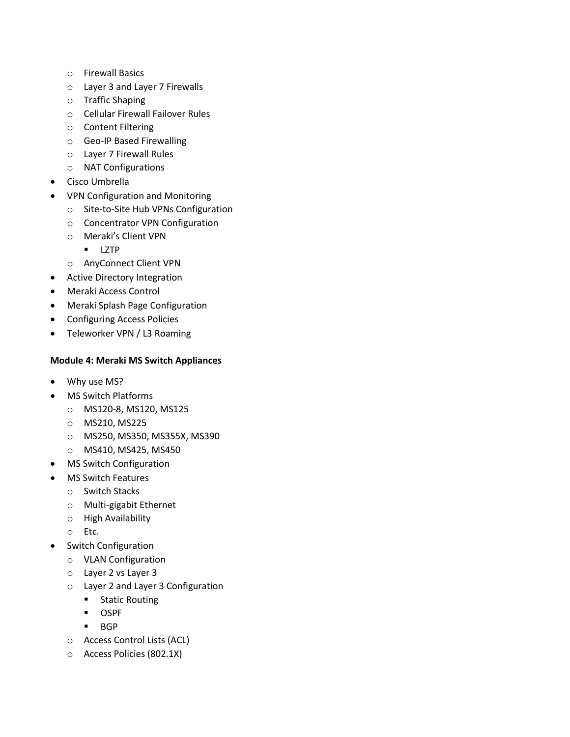- Firewall Basics
  - Layer 3 and Layer 7 Firewalls
  - Traffic Shaping
  - Cellular Firewall Failover Rules
  - Content Filtering
  - Geo-IP Based Firewalling
  - Layer 7 Firewall Rules
  - NAT Configurations
- Cisco Umbrella
- VPN Configuration and Monitoring
  - Site-to-Site Hub VPNs Configuration
  - Concentrator VPN Configuration
  - Meraki's Client VPN
    - LZTP
  - AnyConnect Client VPN
- Active Directory Integration
- Meraki Access Control
- Meraki Splash Page Configuration
- Configuring Access Policies
- Teleworker VPN / L3 Roaming

**Module 4: Meraki MS Switch Appliances**

- Why use MS?
- MS Switch Platforms
  - MS120-8, MS120, MS125
  - MS210, MS225
  - MS250, MS350, MS355X, MS390
  - MS410, MS425, MS450
- MS Switch Configuration
- MS Switch Features
  - Switch Stacks
  - Multi-gigabit Ethernet
  - High Availability
  - Etc.
- Switch Configuration
  - VLAN Configuration
  - Layer 2 vs Layer 3
  - Layer 2 and Layer 3 Configuration
    - Static Routing
    - OSPF
    - BGP
  - Access Control Lists (ACL)
  - Access Policies (802.1X)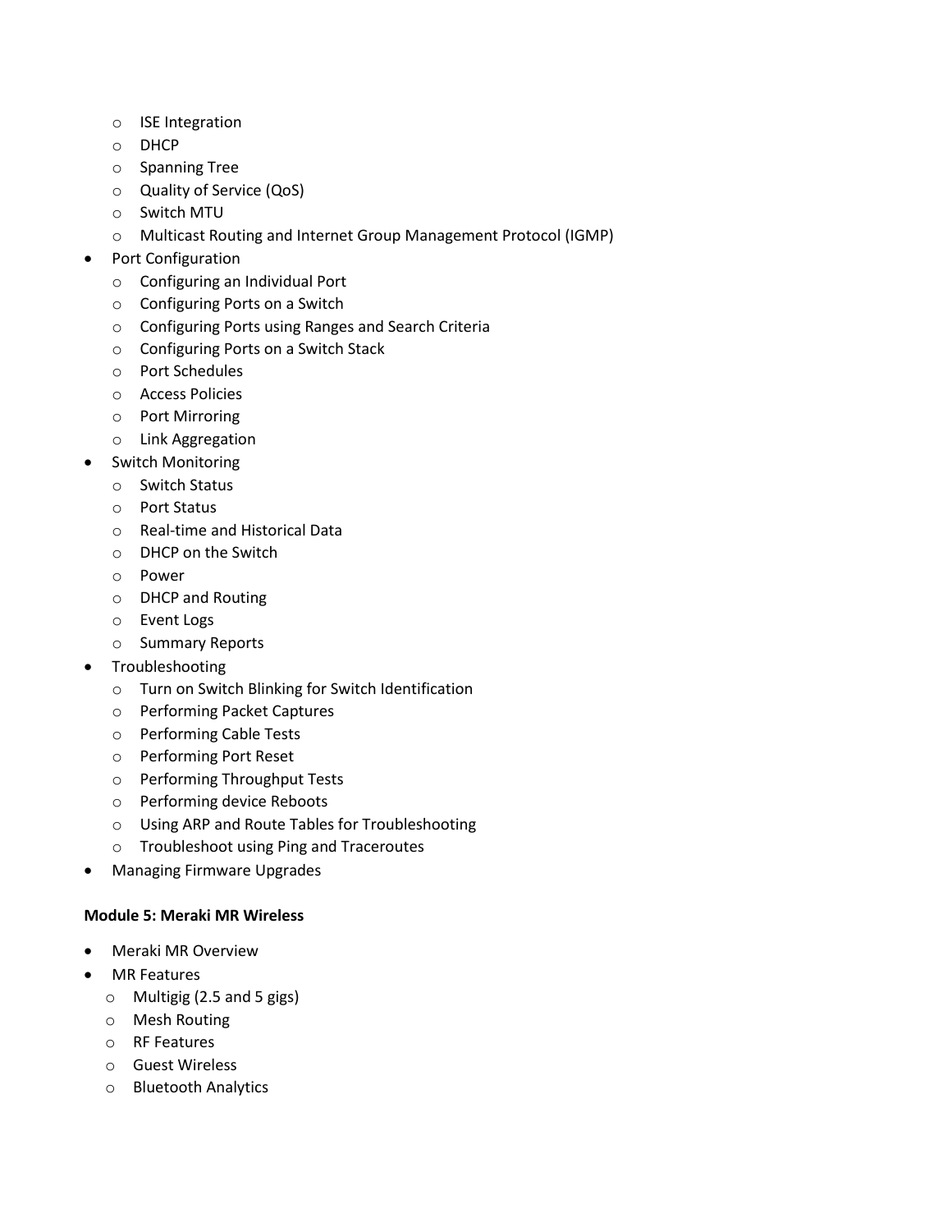- ISE Integration
  - DHCP
  - Spanning Tree
  - Quality of Service (QoS)
  - Switch MTU
  - Multicast Routing and Internet Group Management Protocol (IGMP)
- Port Configuration
  - Configuring an Individual Port
  - Configuring Ports on a Switch
  - Configuring Ports using Ranges and Search Criteria
  - Configuring Ports on a Switch Stack
  - Port Schedules
  - Access Policies
  - Port Mirroring
  - Link Aggregation
- Switch Monitoring
  - Switch Status
  - Port Status
  - Real-time and Historical Data
  - DHCP on the Switch
  - Power
  - DHCP and Routing
  - Event Logs
  - Summary Reports
- Troubleshooting
  - Turn on Switch Blinking for Switch Identification
  - Performing Packet Captures
  - Performing Cable Tests
  - Performing Port Reset
  - Performing Throughput Tests
  - Performing device Reboots
  - Using ARP and Route Tables for Troubleshooting
  - Troubleshoot using Ping and Traceroutes
- Managing Firmware Upgrades

**Module 5: Meraki MR Wireless**

- Meraki MR Overview
- MR Features
  - Multigig (2.5 and 5 gigs)
  - Mesh Routing
  - RF Features
  - Guest Wireless
  - Bluetooth Analytics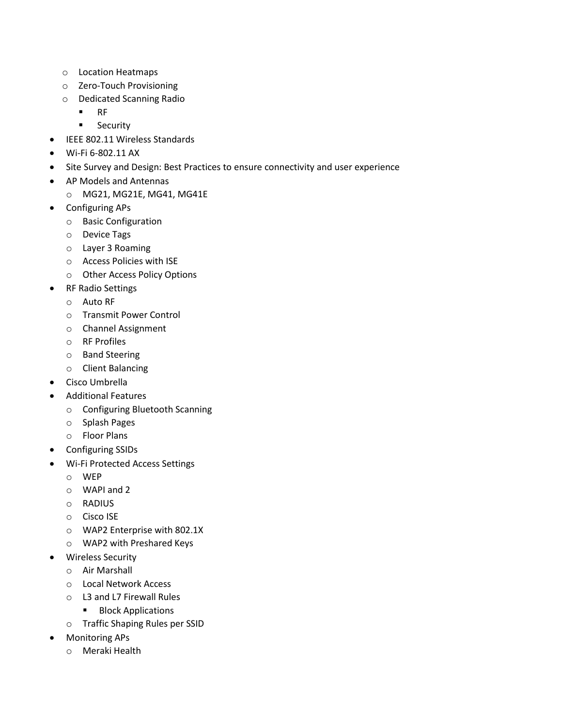- Location Heatmaps
  - Zero-Touch Provisioning
  - Dedicated Scanning Radio
    - RF
    - Security
- IEEE 802.11 Wireless Standards
- Wi-Fi 6-802.11 AX
- Site Survey and Design: Best Practices to ensure connectivity and user experience
- AP Models and Antennas
  - MG21, MG21E, MG41, MG41E
- Configuring APs
  - Basic Configuration
  - Device Tags
  - Layer 3 Roaming
  - Access Policies with ISE
  - Other Access Policy Options
- RF Radio Settings
  - Auto RF
  - Transmit Power Control
  - Channel Assignment
  - RF Profiles
  - Band Steering
  - Client Balancing
- Cisco Umbrella
- Additional Features
  - Configuring Bluetooth Scanning
  - Splash Pages
  - Floor Plans
- Configuring SSIDs
- Wi-Fi Protected Access Settings
  - WEP
  - WAPI and 2
  - RADIUS
  - Cisco ISE
  - WAP2 Enterprise with 802.1X
  - WAP2 with Preshared Keys
- Wireless Security
  - Air Marshall
  - Local Network Access
  - L3 and L7 Firewall Rules
    - Block Applications
  - Traffic Shaping Rules per SSID
- Monitoring APs
  - Meraki Health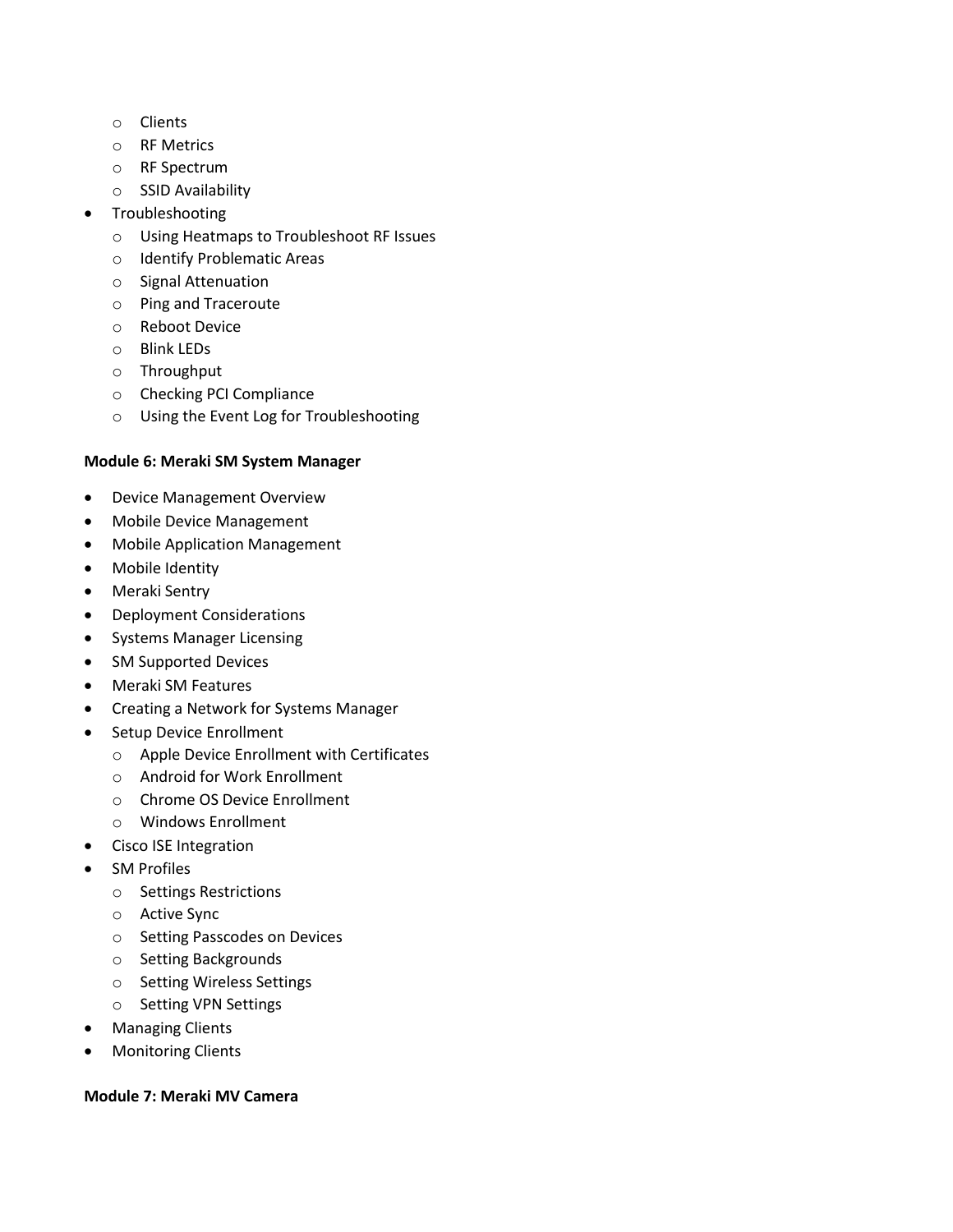- Clients
    - RF Metrics
    - RF Spectrum
    - SSID Availability
- Troubleshooting
    - Using Heatmaps to Troubleshoot RF Issues
    - Identify Problematic Areas
    - Signal Attenuation
    - Ping and Traceroute
    - Reboot Device
    - Blink LEDs
    - Throughput
    - Checking PCI Compliance
    - Using the Event Log for Troubleshooting

**Module 6: Meraki SM System Manager**

- Device Management Overview
- Mobile Device Management
- Mobile Application Management
- Mobile Identity
- Meraki Sentry
- Deployment Considerations
- Systems Manager Licensing
- SM Supported Devices
- Meraki SM Features
- Creating a Network for Systems Manager
- Setup Device Enrollment
    - Apple Device Enrollment with Certificates
    - Android for Work Enrollment
    - Chrome OS Device Enrollment
    - Windows Enrollment
- Cisco ISE Integration
- SM Profiles
    - Settings Restrictions
    - Active Sync
    - Setting Passcodes on Devices
    - Setting Backgrounds
    - Setting Wireless Settings
    - Setting VPN Settings
- Managing Clients
- Monitoring Clients

**Module 7: Meraki MV Camera**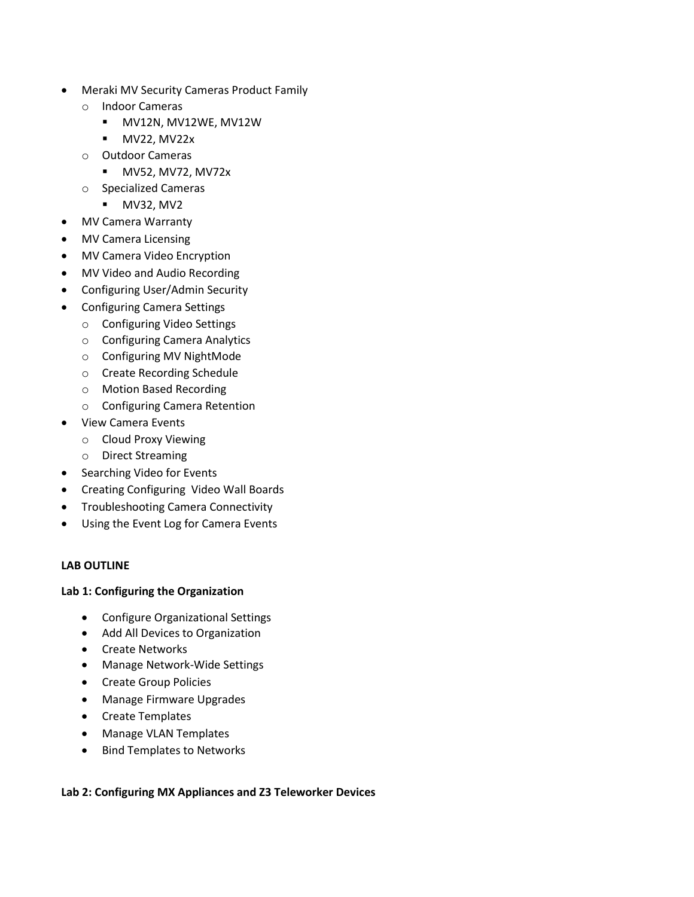- Meraki MV Security Cameras Product Family
    - Indoor Cameras
        - MV12N, MV12WE, MV12W
        - MV22, MV22x
    - Outdoor Cameras
        - MV52, MV72, MV72x
    - Specialized Cameras
        - MV32, MV2
- MV Camera Warranty
- MV Camera Licensing
- MV Camera Video Encryption
- MV Video and Audio Recording
- Configuring User/Admin Security
- Configuring Camera Settings
    - Configuring Video Settings
    - Configuring Camera Analytics
    - Configuring MV NightMode
    - Create Recording Schedule
    - Motion Based Recording
    - Configuring Camera Retention
- View Camera Events
    - Cloud Proxy Viewing
    - Direct Streaming
- Searching Video for Events
- Creating Configuring  Video Wall Boards
- Troubleshooting Camera Connectivity
- Using the Event Log for Camera Events

**LAB OUTLINE**

**Lab 1: Configuring the Organization**

- Configure Organizational Settings
- Add All Devices to Organization
- Create Networks
- Manage Network-Wide Settings
- Create Group Policies
- Manage Firmware Upgrades
- Create Templates
- Manage VLAN Templates
- Bind Templates to Networks

**Lab 2: Configuring MX Appliances and Z3 Teleworker Devices**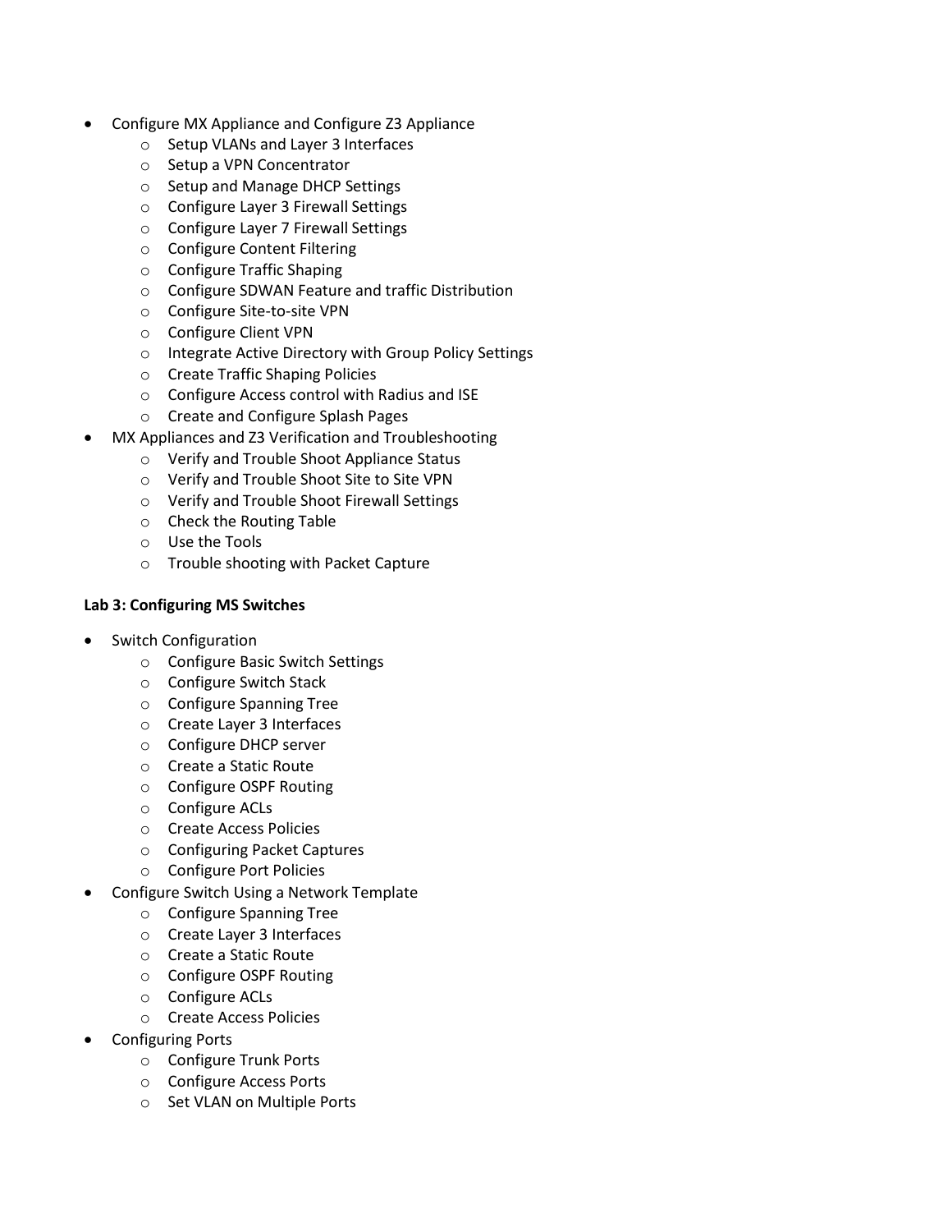- Configure MX Appliance and Configure Z3 Appliance
  - Setup VLANs and Layer 3 Interfaces
  - Setup a VPN Concentrator
  - Setup and Manage DHCP Settings
  - Configure Layer 3 Firewall Settings
  - Configure Layer 7 Firewall Settings
  - Configure Content Filtering
  - Configure Traffic Shaping
  - Configure SDWAN Feature and traffic Distribution
  - Configure Site-to-site VPN
  - Configure Client VPN
  - Integrate Active Directory with Group Policy Settings
  - Create Traffic Shaping Policies
  - Configure Access control with Radius and ISE
  - Create and Configure Splash Pages
- MX Appliances and Z3 Verification and Troubleshooting
  - Verify and Trouble Shoot Appliance Status
  - Verify and Trouble Shoot Site to Site VPN
  - Verify and Trouble Shoot Firewall Settings
  - Check the Routing Table
  - Use the Tools
  - Trouble shooting with Packet Capture

**Lab 3: Configuring MS Switches**

- Switch Configuration
  - Configure Basic Switch Settings
  - Configure Switch Stack
  - Configure Spanning Tree
  - Create Layer 3 Interfaces
  - Configure DHCP server
  - Create a Static Route
  - Configure OSPF Routing
  - Configure ACLs
  - Create Access Policies
  - Configuring Packet Captures
  - Configure Port Policies
- Configure Switch Using a Network Template
  - Configure Spanning Tree
  - Create Layer 3 Interfaces
  - Create a Static Route
  - Configure OSPF Routing
  - Configure ACLs
  - Create Access Policies
- Configuring Ports
  - Configure Trunk Ports
  - Configure Access Ports
  - Set VLAN on Multiple Ports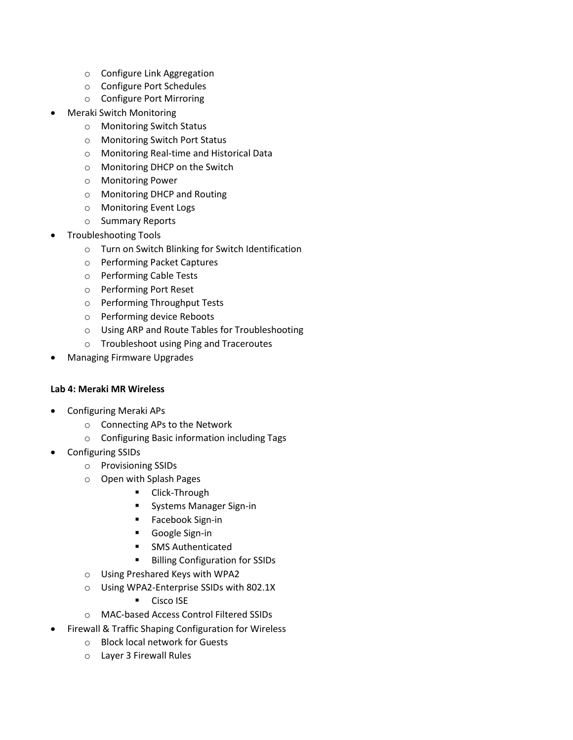- Configure Link Aggregation
    - Configure Port Schedules
    - Configure Port Mirroring
- Meraki Switch Monitoring
    - Monitoring Switch Status
    - Monitoring Switch Port Status
    - Monitoring Real-time and Historical Data
    - Monitoring DHCP on the Switch
    - Monitoring Power
    - Monitoring DHCP and Routing
    - Monitoring Event Logs
    - Summary Reports
- Troubleshooting Tools
    - Turn on Switch Blinking for Switch Identification
    - Performing Packet Captures
    - Performing Cable Tests
    - Performing Port Reset
    - Performing Throughput Tests
    - Performing device Reboots
    - Using ARP and Route Tables for Troubleshooting
    - Troubleshoot using Ping and Traceroutes
- Managing Firmware Upgrades

**Lab 4: Meraki MR Wireless**

- Configuring Meraki APs
    - Connecting APs to the Network
    - Configuring Basic information including Tags
- Configuring SSIDs
    - Provisioning SSIDs
    - Open with Splash Pages
        - Click-Through
        - Systems Manager Sign-in
        - Facebook Sign-in
        - Google Sign-in
        - SMS Authenticated
        - Billing Configuration for SSIDs
    - Using Preshared Keys with WPA2
    - Using WPA2-Enterprise SSIDs with 802.1X
        - Cisco ISE
    - MAC-based Access Control Filtered SSIDs
- Firewall & Traffic Shaping Configuration for Wireless
    - Block local network for Guests
    - Layer 3 Firewall Rules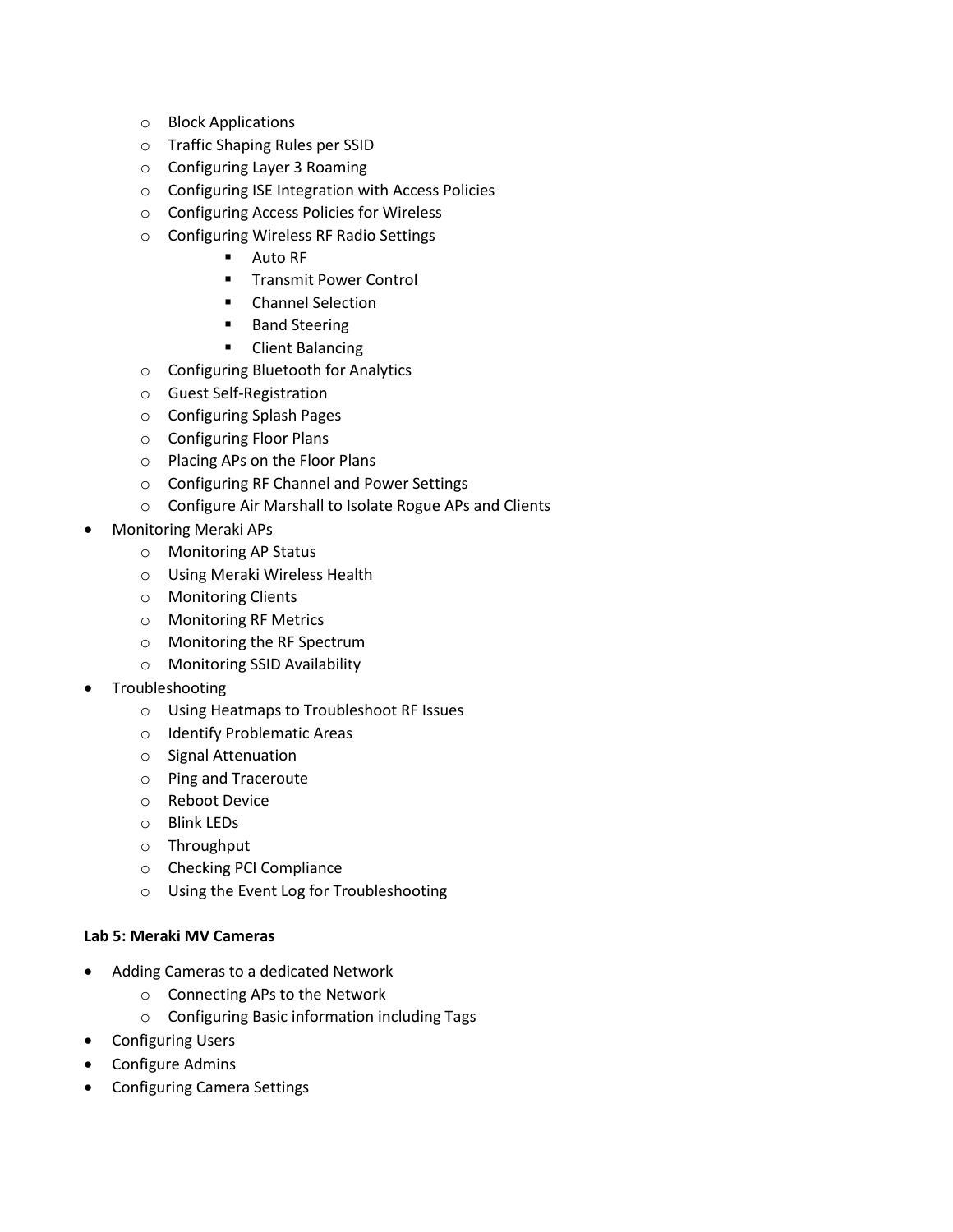- Block Applications
  - Traffic Shaping Rules per SSID
  - Configuring Layer 3 Roaming
  - Configuring ISE Integration with Access Policies
  - Configuring Access Policies for Wireless
  - Configuring Wireless RF Radio Settings
    - Auto RF
    - Transmit Power Control
    - Channel Selection
    - Band Steering
    - Client Balancing
  - Configuring Bluetooth for Analytics
  - Guest Self-Registration
  - Configuring Splash Pages
  - Configuring Floor Plans
  - Placing APs on the Floor Plans
  - Configuring RF Channel and Power Settings
  - Configure Air Marshall to Isolate Rogue APs and Clients
- Monitoring Meraki APs
  - Monitoring AP Status
  - Using Meraki Wireless Health
  - Monitoring Clients
  - Monitoring RF Metrics
  - Monitoring the RF Spectrum
  - Monitoring SSID Availability
- Troubleshooting
  - Using Heatmaps to Troubleshoot RF Issues
  - Identify Problematic Areas
  - Signal Attenuation
  - Ping and Traceroute
  - Reboot Device
  - Blink LEDs
  - Throughput
  - Checking PCI Compliance
  - Using the Event Log for Troubleshooting

**Lab 5: Meraki MV Cameras**

- Adding Cameras to a dedicated Network
  - Connecting APs to the Network
  - Configuring Basic information including Tags
- Configuring Users
- Configure Admins
- Configuring Camera Settings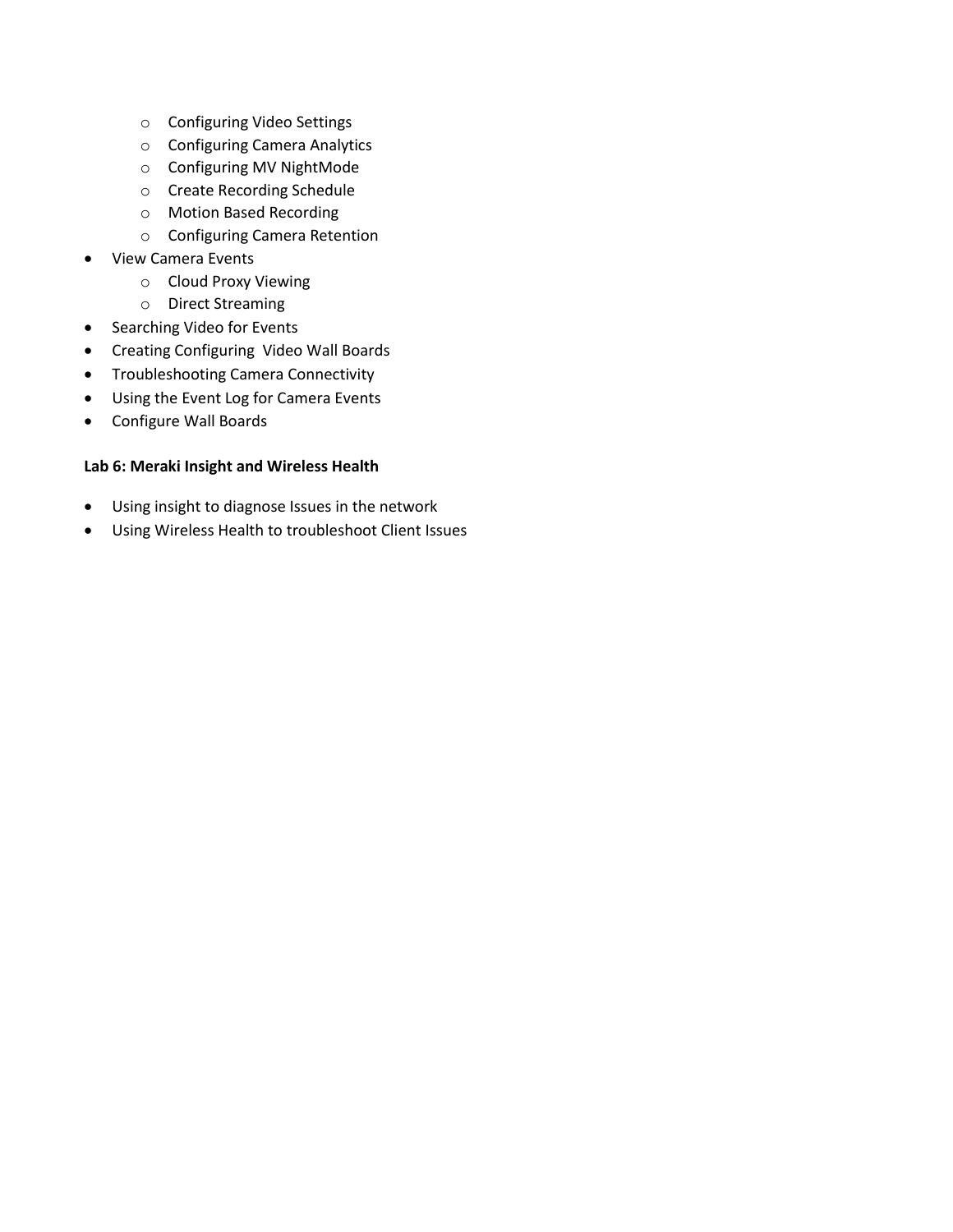- Configuring Video Settings
  - Configuring Camera Analytics
  - Configuring MV NightMode
  - Create Recording Schedule
  - Motion Based Recording
  - Configuring Camera Retention
- View Camera Events
  - Cloud Proxy Viewing
  - Direct Streaming
- Searching Video for Events
- Creating Configuring  Video Wall Boards
- Troubleshooting Camera Connectivity
- Using the Event Log for Camera Events
- Configure Wall Boards

**Lab 6: Meraki Insight and Wireless Health**

- Using insight to diagnose Issues in the network
- Using Wireless Health to troubleshoot Client Issues